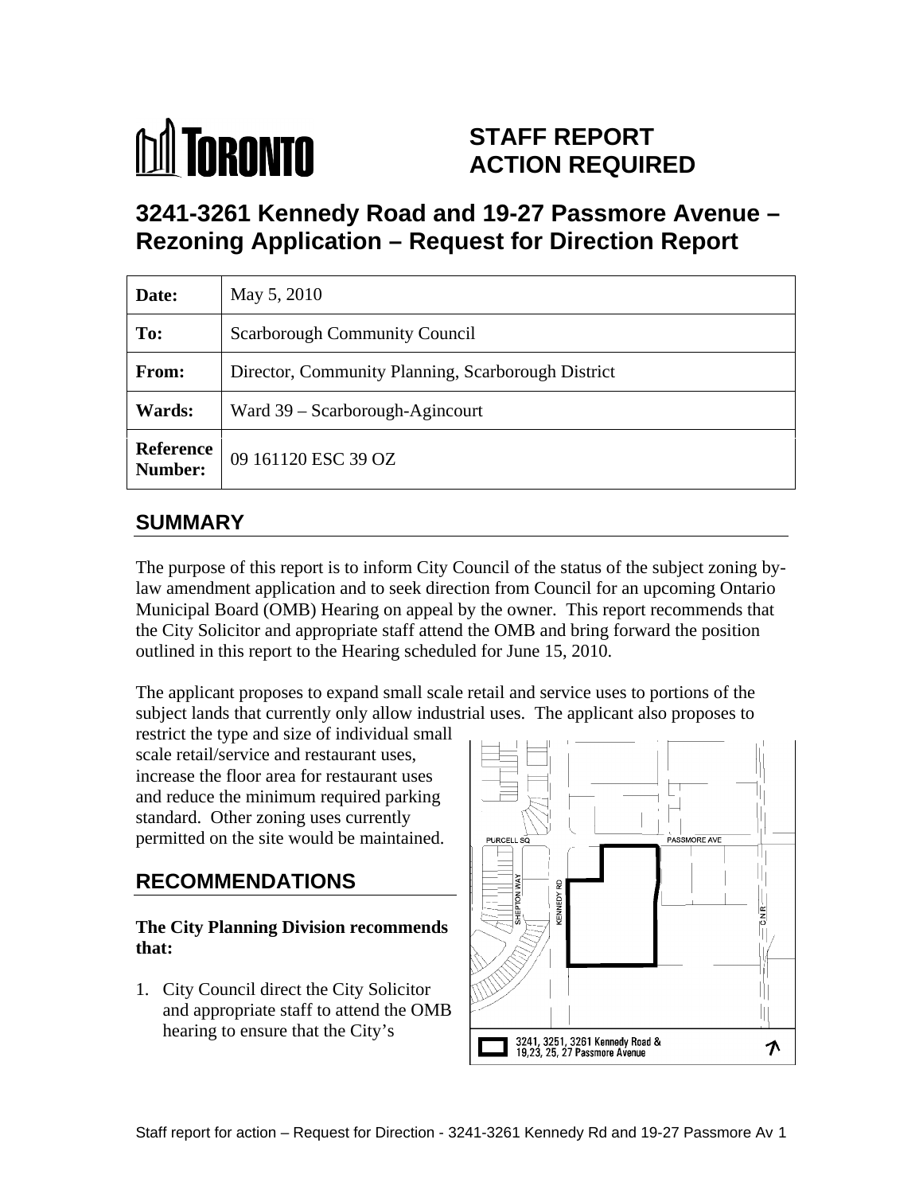# STAFF REPORT ACTION REQUIRED

# 3241-3261 Kennedy Road and 19-27 Passmore Avenue – Rezoning Application – Request for Direction Report

| Date: | May 5, 2010 |
|---|---|
| To: | Scarborough Community Council |
| From: | Director, Community Planning, Scarborough District |
| Wards: | Ward 39 – Scarborough-Agincourt |
| Reference Number: | 09 161120 ESC 39 OZ |

## SUMMARY

The purpose of this report is to inform City Council of the status of the subject zoning by-law amendment application and to seek direction from Council for an upcoming Ontario Municipal Board (OMB) Hearing on appeal by the owner. This report recommends that the City Solicitor and appropriate staff attend the OMB and bring forward the position outlined in this report to the Hearing scheduled for June 15, 2010.

The applicant proposes to expand small scale retail and service uses to portions of the subject lands that currently only allow industrial uses. The applicant also proposes to restrict the type and size of individual small scale retail/service and restaurant uses, increase the floor area for restaurant uses and reduce the minimum required parking standard. Other zoning uses currently permitted on the site would be maintained.

3241, 3251, 3261 Kennedy Road & 19,23, 25, 27 Passmore Avenue

## RECOMMENDATIONS

**The City Planning Division recommends that:**

1. City Council direct the City Solicitor and appropriate staff to attend the OMB hearing to ensure that the City's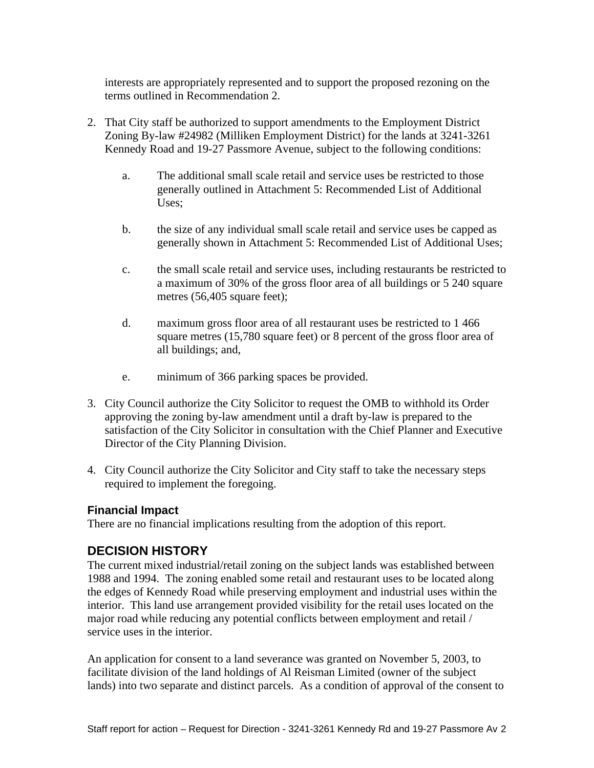interests are appropriately represented and to support the proposed rezoning on the terms outlined in Recommendation 2.

2. That City staff be authorized to support amendments to the Employment District Zoning By-law #24982 (Milliken Employment District) for the lands at 3241-3261 Kennedy Road and 19-27 Passmore Avenue, subject to the following conditions:

   a. The additional small scale retail and service uses be restricted to those generally outlined in Attachment 5: Recommended List of Additional Uses;

   b. the size of any individual small scale retail and service uses be capped as generally shown in Attachment 5: Recommended List of Additional Uses;

   c. the small scale retail and service uses, including restaurants be restricted to a maximum of 30% of the gross floor area of all buildings or 5 240 square metres (56,405 square feet);

   d. maximum gross floor area of all restaurant uses be restricted to 1 466 square metres (15,780 square feet) or 8 percent of the gross floor area of all buildings; and,

   e. minimum of 366 parking spaces be provided.

3. City Council authorize the City Solicitor to request the OMB to withhold its Order approving the zoning by-law amendment until a draft by-law is prepared to the satisfaction of the City Solicitor in consultation with the Chief Planner and Executive Director of the City Planning Division.

4. City Council authorize the City Solicitor and City staff to take the necessary steps required to implement the foregoing.

### Financial Impact

There are no financial implications resulting from the adoption of this report.

## DECISION HISTORY

The current mixed industrial/retail zoning on the subject lands was established between 1988 and 1994. The zoning enabled some retail and restaurant uses to be located along the edges of Kennedy Road while preserving employment and industrial uses within the interior. This land use arrangement provided visibility for the retail uses located on the major road while reducing any potential conflicts between employment and retail / service uses in the interior.

An application for consent to a land severance was granted on November 5, 2003, to facilitate division of the land holdings of Al Reisman Limited (owner of the subject lands) into two separate and distinct parcels. As a condition of approval of the consent to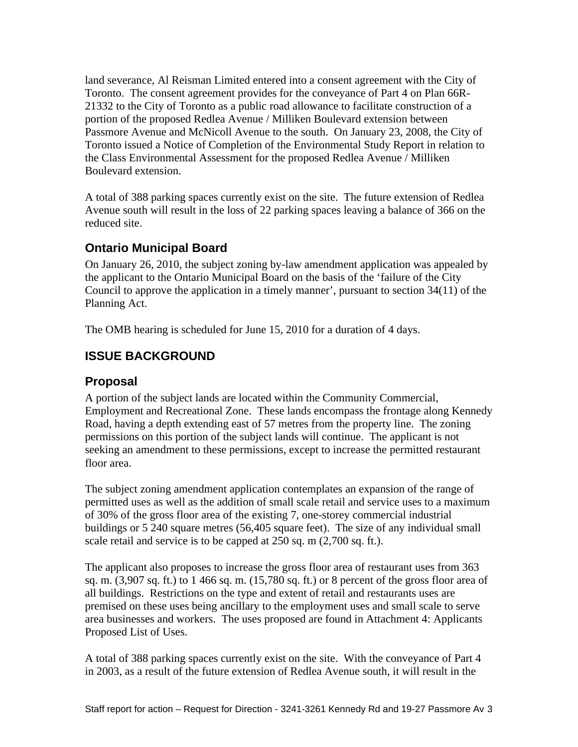land severance, Al Reisman Limited entered into a consent agreement with the City of Toronto. The consent agreement provides for the conveyance of Part 4 on Plan 66R-21332 to the City of Toronto as a public road allowance to facilitate construction of a portion of the proposed Redlea Avenue / Milliken Boulevard extension between Passmore Avenue and McNicoll Avenue to the south. On January 23, 2008, the City of Toronto issued a Notice of Completion of the Environmental Study Report in relation to the Class Environmental Assessment for the proposed Redlea Avenue / Milliken Boulevard extension.

A total of 388 parking spaces currently exist on the site. The future extension of Redlea Avenue south will result in the loss of 22 parking spaces leaving a balance of 366 on the reduced site.

### Ontario Municipal Board

On January 26, 2010, the subject zoning by-law amendment application was appealed by the applicant to the Ontario Municipal Board on the basis of the 'failure of the City Council to approve the application in a timely manner', pursuant to section 34(11) of the Planning Act.

The OMB hearing is scheduled for June 15, 2010 for a duration of 4 days.

## ISSUE BACKGROUND

### Proposal

A portion of the subject lands are located within the Community Commercial, Employment and Recreational Zone. These lands encompass the frontage along Kennedy Road, having a depth extending east of 57 metres from the property line. The zoning permissions on this portion of the subject lands will continue. The applicant is not seeking an amendment to these permissions, except to increase the permitted restaurant floor area.

The subject zoning amendment application contemplates an expansion of the range of permitted uses as well as the addition of small scale retail and service uses to a maximum of 30% of the gross floor area of the existing 7, one-storey commercial industrial buildings or 5 240 square metres (56,405 square feet). The size of any individual small scale retail and service is to be capped at 250 sq. m (2,700 sq. ft.).

The applicant also proposes to increase the gross floor area of restaurant uses from 363 sq. m. (3,907 sq. ft.) to 1 466 sq. m. (15,780 sq. ft.) or 8 percent of the gross floor area of all buildings. Restrictions on the type and extent of retail and restaurants uses are premised on these uses being ancillary to the employment uses and small scale to serve area businesses and workers. The uses proposed are found in Attachment 4: Applicants Proposed List of Uses.

A total of 388 parking spaces currently exist on the site. With the conveyance of Part 4 in 2003, as a result of the future extension of Redlea Avenue south, it will result in the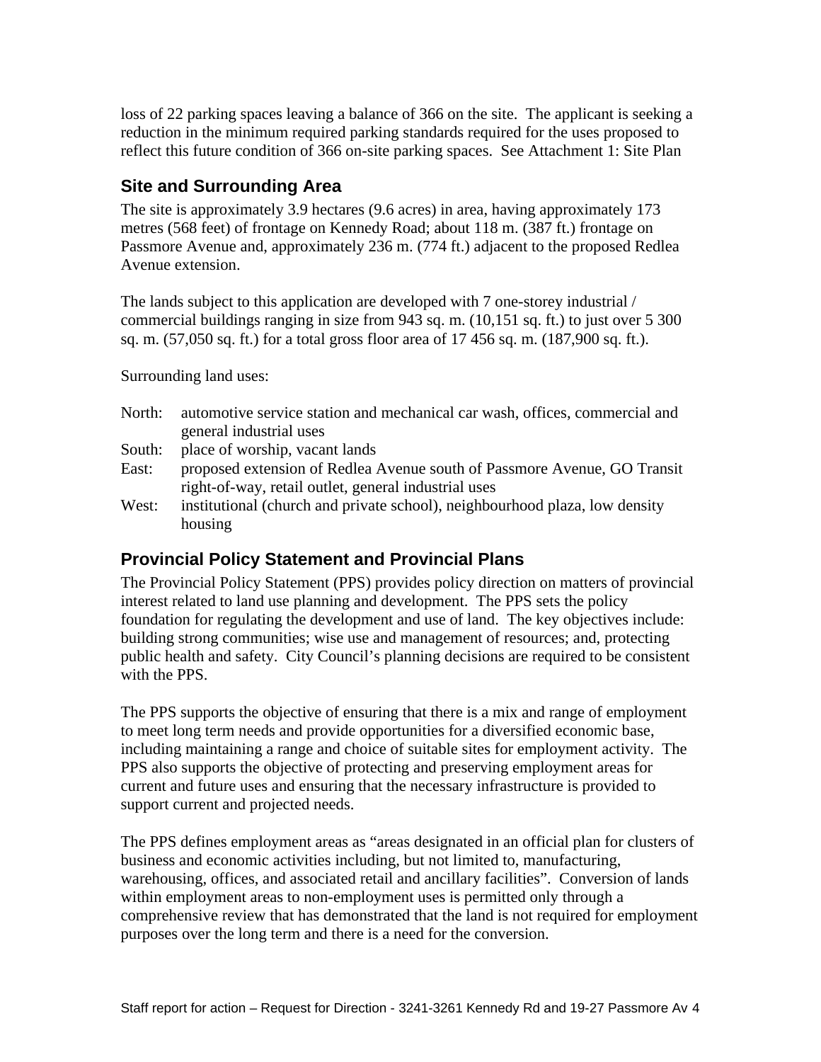loss of 22 parking spaces leaving a balance of 366 on the site. The applicant is seeking a reduction in the minimum required parking standards required for the uses proposed to reflect this future condition of 366 on-site parking spaces. See Attachment 1: Site Plan

## Site and Surrounding Area

The site is approximately 3.9 hectares (9.6 acres) in area, having approximately 173 metres (568 feet) of frontage on Kennedy Road; about 118 m. (387 ft.) frontage on Passmore Avenue and, approximately 236 m. (774 ft.) adjacent to the proposed Redlea Avenue extension.

The lands subject to this application are developed with 7 one-storey industrial / commercial buildings ranging in size from 943 sq. m. (10,151 sq. ft.) to just over 5 300 sq. m. (57,050 sq. ft.) for a total gross floor area of 17 456 sq. m. (187,900 sq. ft.).

Surrounding land uses:

North: automotive service station and mechanical car wash, offices, commercial and general industrial uses

South: place of worship, vacant lands

East: proposed extension of Redlea Avenue south of Passmore Avenue, GO Transit right-of-way, retail outlet, general industrial uses

West: institutional (church and private school), neighbourhood plaza, low density housing

## Provincial Policy Statement and Provincial Plans

The Provincial Policy Statement (PPS) provides policy direction on matters of provincial interest related to land use planning and development. The PPS sets the policy foundation for regulating the development and use of land. The key objectives include: building strong communities; wise use and management of resources; and, protecting public health and safety. City Council's planning decisions are required to be consistent with the PPS.

The PPS supports the objective of ensuring that there is a mix and range of employment to meet long term needs and provide opportunities for a diversified economic base, including maintaining a range and choice of suitable sites for employment activity. The PPS also supports the objective of protecting and preserving employment areas for current and future uses and ensuring that the necessary infrastructure is provided to support current and projected needs.

The PPS defines employment areas as "areas designated in an official plan for clusters of business and economic activities including, but not limited to, manufacturing, warehousing, offices, and associated retail and ancillary facilities". Conversion of lands within employment areas to non-employment uses is permitted only through a comprehensive review that has demonstrated that the land is not required for employment purposes over the long term and there is a need for the conversion.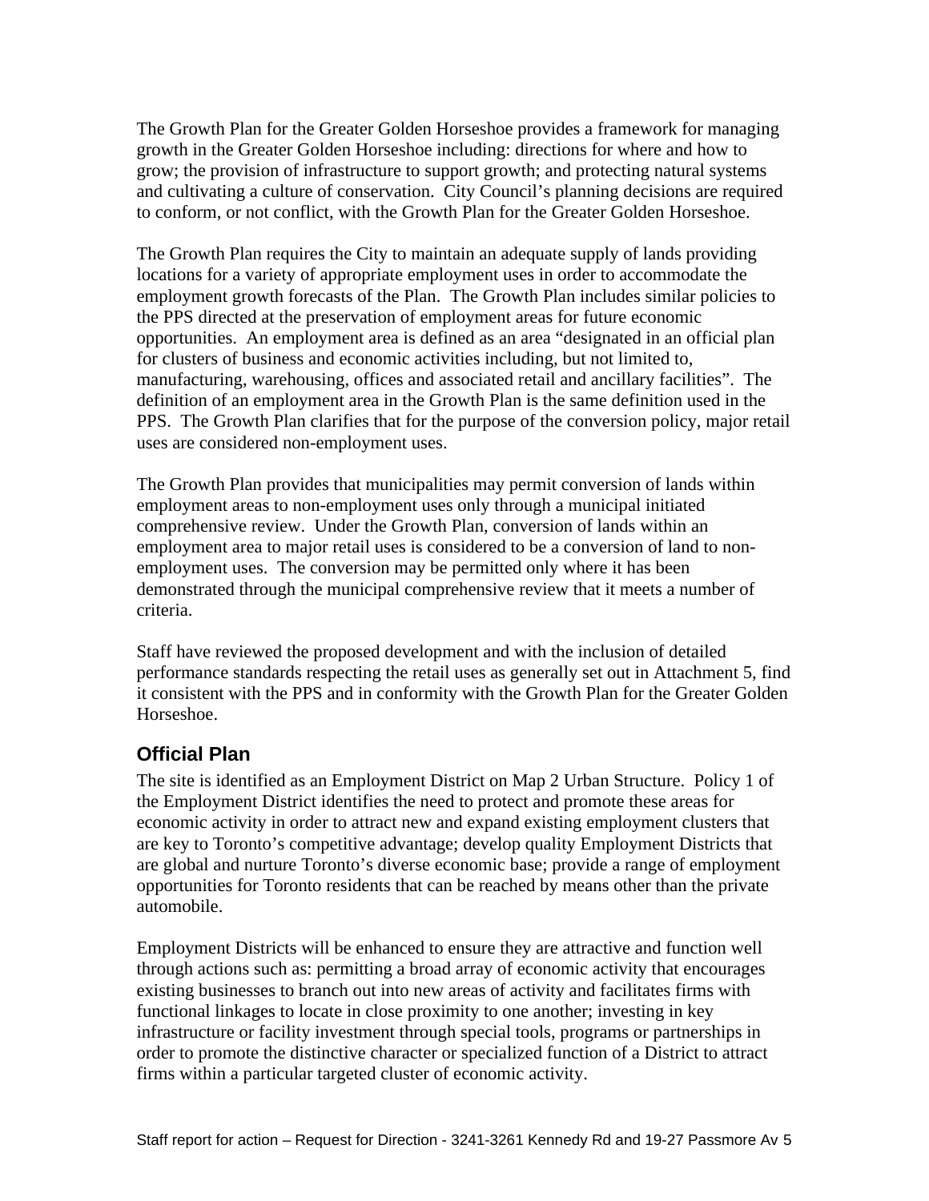The Growth Plan for the Greater Golden Horseshoe provides a framework for managing growth in the Greater Golden Horseshoe including: directions for where and how to grow; the provision of infrastructure to support growth; and protecting natural systems and cultivating a culture of conservation. City Council's planning decisions are required to conform, or not conflict, with the Growth Plan for the Greater Golden Horseshoe.

The Growth Plan requires the City to maintain an adequate supply of lands providing locations for a variety of appropriate employment uses in order to accommodate the employment growth forecasts of the Plan. The Growth Plan includes similar policies to the PPS directed at the preservation of employment areas for future economic opportunities. An employment area is defined as an area "designated in an official plan for clusters of business and economic activities including, but not limited to, manufacturing, warehousing, offices and associated retail and ancillary facilities". The definition of an employment area in the Growth Plan is the same definition used in the PPS. The Growth Plan clarifies that for the purpose of the conversion policy, major retail uses are considered non-employment uses.

The Growth Plan provides that municipalities may permit conversion of lands within employment areas to non-employment uses only through a municipal initiated comprehensive review. Under the Growth Plan, conversion of lands within an employment area to major retail uses is considered to be a conversion of land to non-employment uses. The conversion may be permitted only where it has been demonstrated through the municipal comprehensive review that it meets a number of criteria.

Staff have reviewed the proposed development and with the inclusion of detailed performance standards respecting the retail uses as generally set out in Attachment 5, find it consistent with the PPS and in conformity with the Growth Plan for the Greater Golden Horseshoe.

## Official Plan

The site is identified as an Employment District on Map 2 Urban Structure. Policy 1 of the Employment District identifies the need to protect and promote these areas for economic activity in order to attract new and expand existing employment clusters that are key to Toronto's competitive advantage; develop quality Employment Districts that are global and nurture Toronto's diverse economic base; provide a range of employment opportunities for Toronto residents that can be reached by means other than the private automobile.

Employment Districts will be enhanced to ensure they are attractive and function well through actions such as: permitting a broad array of economic activity that encourages existing businesses to branch out into new areas of activity and facilitates firms with functional linkages to locate in close proximity to one another; investing in key infrastructure or facility investment through special tools, programs or partnerships in order to promote the distinctive character or specialized function of a District to attract firms within a particular targeted cluster of economic activity.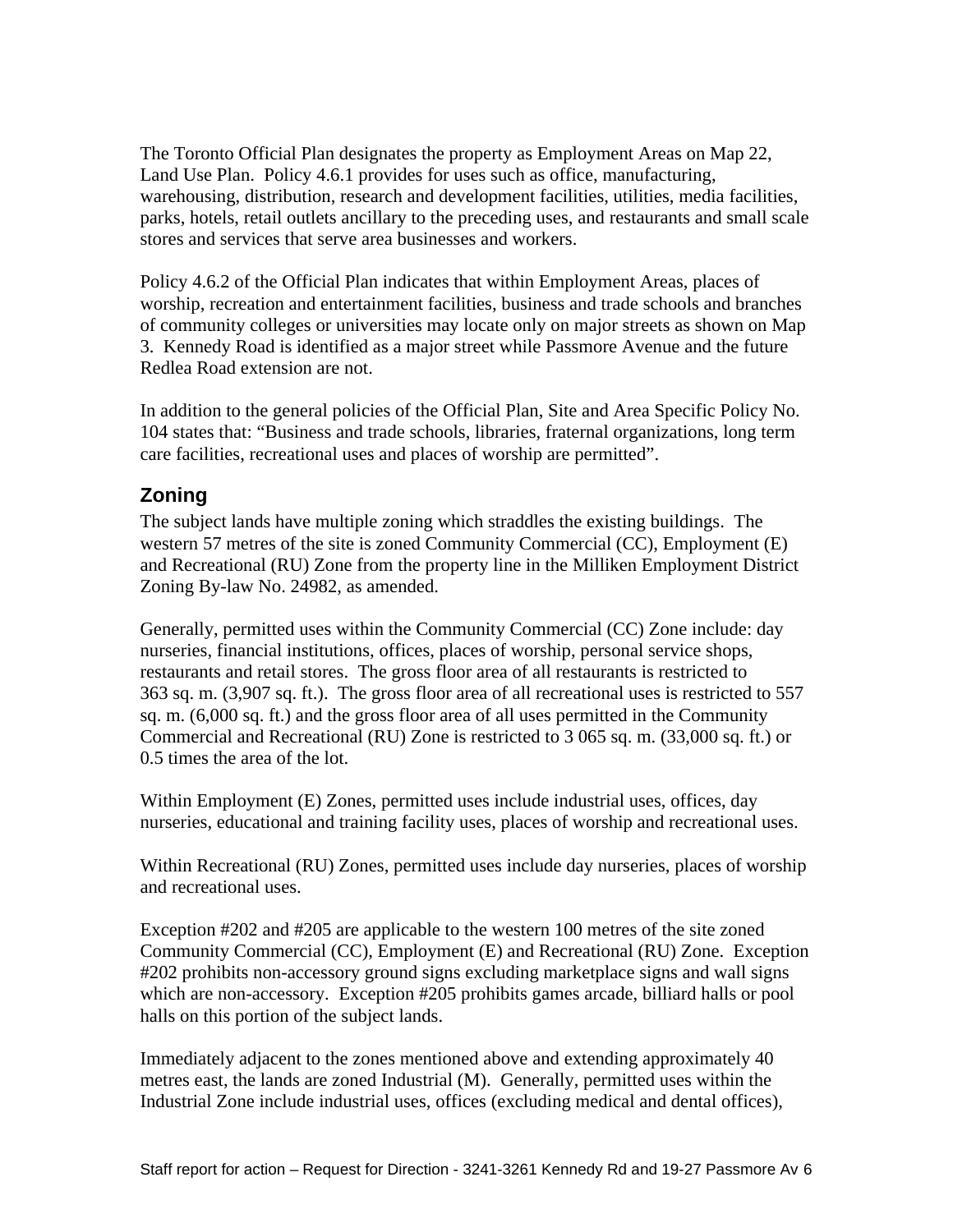The Toronto Official Plan designates the property as Employment Areas on Map 22, Land Use Plan. Policy 4.6.1 provides for uses such as office, manufacturing, warehousing, distribution, research and development facilities, utilities, media facilities, parks, hotels, retail outlets ancillary to the preceding uses, and restaurants and small scale stores and services that serve area businesses and workers.

Policy 4.6.2 of the Official Plan indicates that within Employment Areas, places of worship, recreation and entertainment facilities, business and trade schools and branches of community colleges or universities may locate only on major streets as shown on Map 3. Kennedy Road is identified as a major street while Passmore Avenue and the future Redlea Road extension are not.

In addition to the general policies of the Official Plan, Site and Area Specific Policy No. 104 states that: "Business and trade schools, libraries, fraternal organizations, long term care facilities, recreational uses and places of worship are permitted".

## Zoning

The subject lands have multiple zoning which straddles the existing buildings. The western 57 metres of the site is zoned Community Commercial (CC), Employment (E) and Recreational (RU) Zone from the property line in the Milliken Employment District Zoning By-law No. 24982, as amended.

Generally, permitted uses within the Community Commercial (CC) Zone include: day nurseries, financial institutions, offices, places of worship, personal service shops, restaurants and retail stores. The gross floor area of all restaurants is restricted to 363 sq. m. (3,907 sq. ft.). The gross floor area of all recreational uses is restricted to 557 sq. m. (6,000 sq. ft.) and the gross floor area of all uses permitted in the Community Commercial and Recreational (RU) Zone is restricted to 3 065 sq. m. (33,000 sq. ft.) or 0.5 times the area of the lot.

Within Employment (E) Zones, permitted uses include industrial uses, offices, day nurseries, educational and training facility uses, places of worship and recreational uses.

Within Recreational (RU) Zones, permitted uses include day nurseries, places of worship and recreational uses.

Exception #202 and #205 are applicable to the western 100 metres of the site zoned Community Commercial (CC), Employment (E) and Recreational (RU) Zone. Exception #202 prohibits non-accessory ground signs excluding marketplace signs and wall signs which are non-accessory. Exception #205 prohibits games arcade, billiard halls or pool halls on this portion of the subject lands.

Immediately adjacent to the zones mentioned above and extending approximately 40 metres east, the lands are zoned Industrial (M). Generally, permitted uses within the Industrial Zone include industrial uses, offices (excluding medical and dental offices),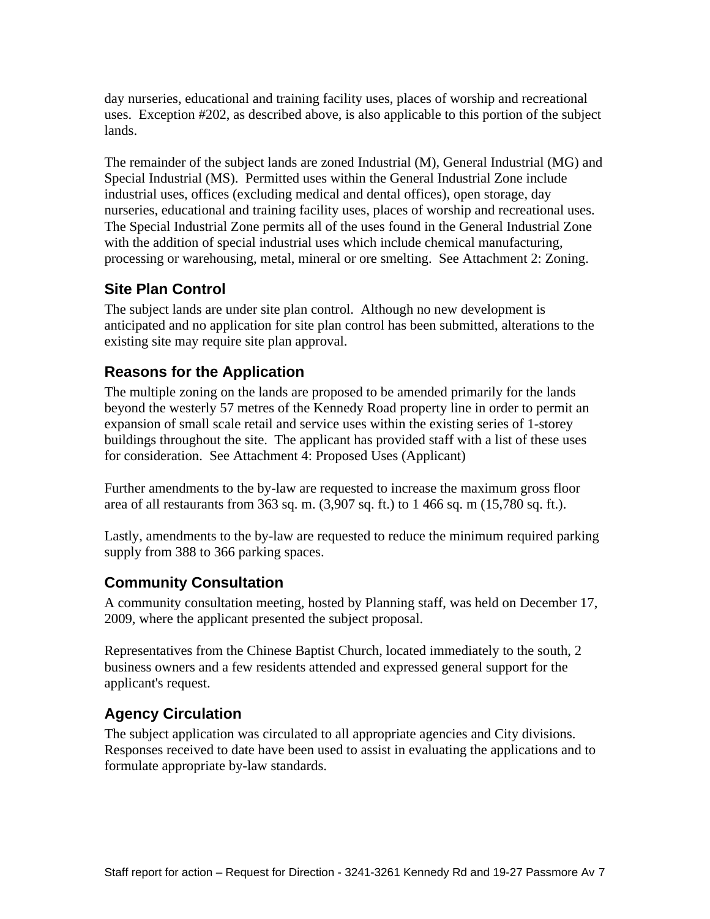day nurseries, educational and training facility uses, places of worship and recreational uses. Exception #202, as described above, is also applicable to this portion of the subject lands.

The remainder of the subject lands are zoned Industrial (M), General Industrial (MG) and Special Industrial (MS). Permitted uses within the General Industrial Zone include industrial uses, offices (excluding medical and dental offices), open storage, day nurseries, educational and training facility uses, places of worship and recreational uses. The Special Industrial Zone permits all of the uses found in the General Industrial Zone with the addition of special industrial uses which include chemical manufacturing, processing or warehousing, metal, mineral or ore smelting. See Attachment 2: Zoning.

### Site Plan Control

The subject lands are under site plan control. Although no new development is anticipated and no application for site plan control has been submitted, alterations to the existing site may require site plan approval.

### Reasons for the Application

The multiple zoning on the lands are proposed to be amended primarily for the lands beyond the westerly 57 metres of the Kennedy Road property line in order to permit an expansion of small scale retail and service uses within the existing series of 1-storey buildings throughout the site. The applicant has provided staff with a list of these uses for consideration. See Attachment 4: Proposed Uses (Applicant)

Further amendments to the by-law are requested to increase the maximum gross floor area of all restaurants from 363 sq. m. (3,907 sq. ft.) to 1 466 sq. m (15,780 sq. ft.).

Lastly, amendments to the by-law are requested to reduce the minimum required parking supply from 388 to 366 parking spaces.

### Community Consultation

A community consultation meeting, hosted by Planning staff, was held on December 17, 2009, where the applicant presented the subject proposal.

Representatives from the Chinese Baptist Church, located immediately to the south, 2 business owners and a few residents attended and expressed general support for the applicant's request.

### Agency Circulation

The subject application was circulated to all appropriate agencies and City divisions. Responses received to date have been used to assist in evaluating the applications and to formulate appropriate by-law standards.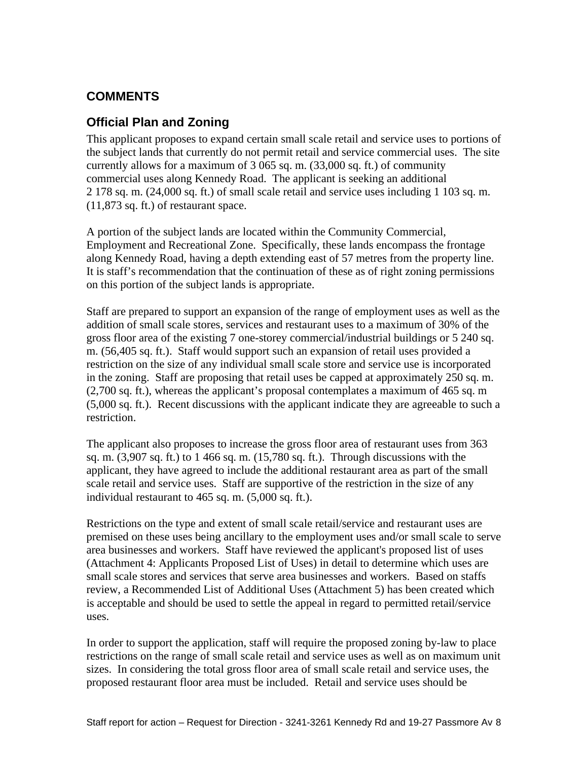## COMMENTS

### Official Plan and Zoning

This applicant proposes to expand certain small scale retail and service uses to portions of the subject lands that currently do not permit retail and service commercial uses. The site currently allows for a maximum of 3 065 sq. m. (33,000 sq. ft.) of community commercial uses along Kennedy Road. The applicant is seeking an additional 2 178 sq. m. (24,000 sq. ft.) of small scale retail and service uses including 1 103 sq. m. (11,873 sq. ft.) of restaurant space.

A portion of the subject lands are located within the Community Commercial, Employment and Recreational Zone. Specifically, these lands encompass the frontage along Kennedy Road, having a depth extending east of 57 metres from the property line. It is staff's recommendation that the continuation of these as of right zoning permissions on this portion of the subject lands is appropriate.

Staff are prepared to support an expansion of the range of employment uses as well as the addition of small scale stores, services and restaurant uses to a maximum of 30% of the gross floor area of the existing 7 one-storey commercial/industrial buildings or 5 240 sq. m. (56,405 sq. ft.). Staff would support such an expansion of retail uses provided a restriction on the size of any individual small scale store and service use is incorporated in the zoning. Staff are proposing that retail uses be capped at approximately 250 sq. m. (2,700 sq. ft.), whereas the applicant's proposal contemplates a maximum of 465 sq. m (5,000 sq. ft.). Recent discussions with the applicant indicate they are agreeable to such a restriction.

The applicant also proposes to increase the gross floor area of restaurant uses from 363 sq. m. (3,907 sq. ft.) to 1 466 sq. m. (15,780 sq. ft.). Through discussions with the applicant, they have agreed to include the additional restaurant area as part of the small scale retail and service uses. Staff are supportive of the restriction in the size of any individual restaurant to 465 sq. m. (5,000 sq. ft.).

Restrictions on the type and extent of small scale retail/service and restaurant uses are premised on these uses being ancillary to the employment uses and/or small scale to serve area businesses and workers. Staff have reviewed the applicant's proposed list of uses (Attachment 4: Applicants Proposed List of Uses) in detail to determine which uses are small scale stores and services that serve area businesses and workers. Based on staffs review, a Recommended List of Additional Uses (Attachment 5) has been created which is acceptable and should be used to settle the appeal in regard to permitted retail/service uses.

In order to support the application, staff will require the proposed zoning by-law to place restrictions on the range of small scale retail and service uses as well as on maximum unit sizes. In considering the total gross floor area of small scale retail and service uses, the proposed restaurant floor area must be included. Retail and service uses should be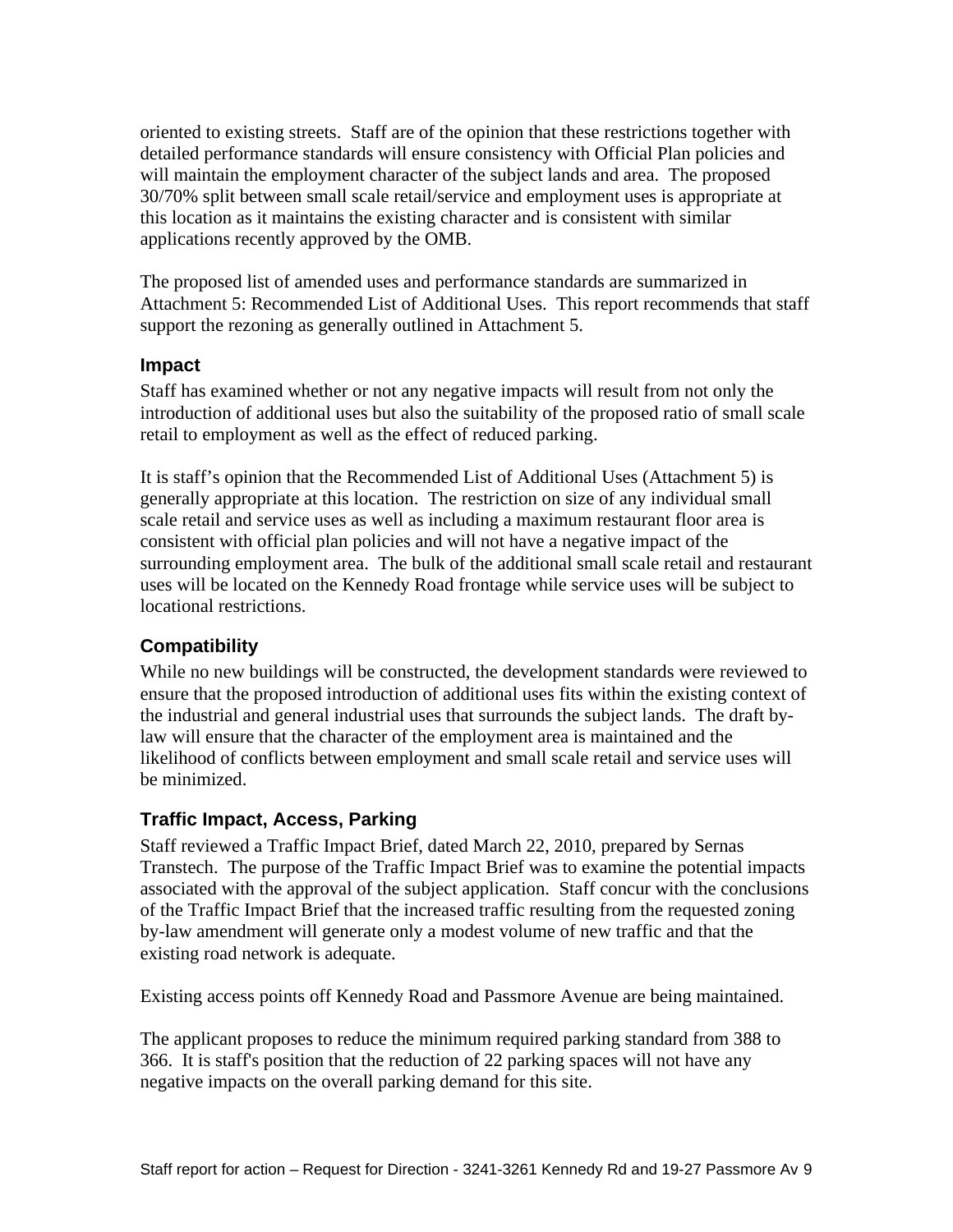oriented to existing streets. Staff are of the opinion that these restrictions together with detailed performance standards will ensure consistency with Official Plan policies and will maintain the employment character of the subject lands and area. The proposed 30/70% split between small scale retail/service and employment uses is appropriate at this location as it maintains the existing character and is consistent with similar applications recently approved by the OMB.

The proposed list of amended uses and performance standards are summarized in Attachment 5: Recommended List of Additional Uses. This report recommends that staff support the rezoning as generally outlined in Attachment 5.

### Impact

Staff has examined whether or not any negative impacts will result from not only the introduction of additional uses but also the suitability of the proposed ratio of small scale retail to employment as well as the effect of reduced parking.

It is staff's opinion that the Recommended List of Additional Uses (Attachment 5) is generally appropriate at this location. The restriction on size of any individual small scale retail and service uses as well as including a maximum restaurant floor area is consistent with official plan policies and will not have a negative impact of the surrounding employment area. The bulk of the additional small scale retail and restaurant uses will be located on the Kennedy Road frontage while service uses will be subject to locational restrictions.

### Compatibility

While no new buildings will be constructed, the development standards were reviewed to ensure that the proposed introduction of additional uses fits within the existing context of the industrial and general industrial uses that surrounds the subject lands. The draft by-law will ensure that the character of the employment area is maintained and the likelihood of conflicts between employment and small scale retail and service uses will be minimized.

### Traffic Impact, Access, Parking

Staff reviewed a Traffic Impact Brief, dated March 22, 2010, prepared by Sernas Transtech. The purpose of the Traffic Impact Brief was to examine the potential impacts associated with the approval of the subject application. Staff concur with the conclusions of the Traffic Impact Brief that the increased traffic resulting from the requested zoning by-law amendment will generate only a modest volume of new traffic and that the existing road network is adequate.

Existing access points off Kennedy Road and Passmore Avenue are being maintained.

The applicant proposes to reduce the minimum required parking standard from 388 to 366. It is staff's position that the reduction of 22 parking spaces will not have any negative impacts on the overall parking demand for this site.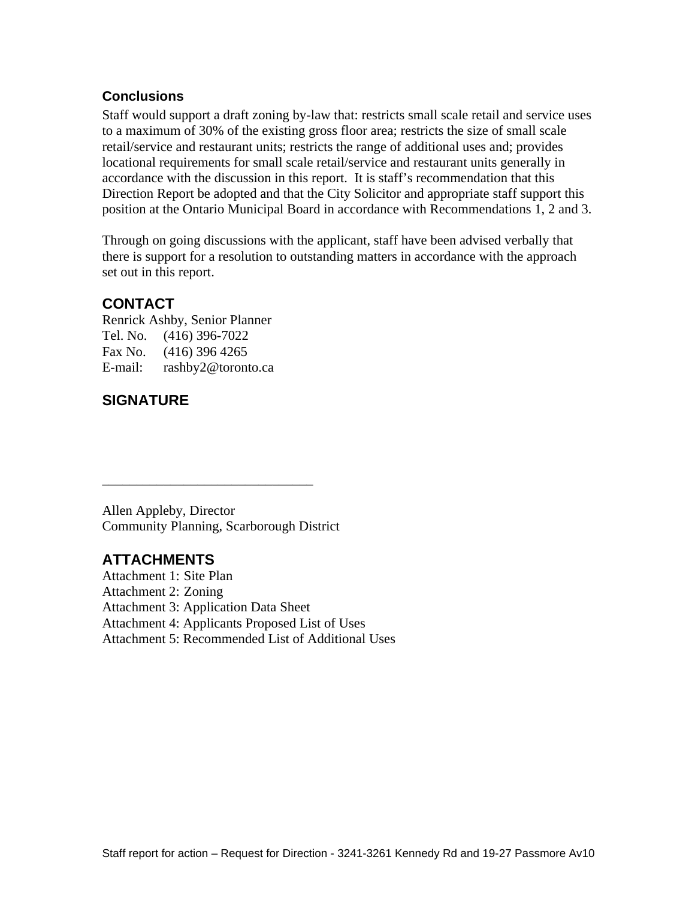### Conclusions

Staff would support a draft zoning by-law that: restricts small scale retail and service uses to a maximum of 30% of the existing gross floor area; restricts the size of small scale retail/service and restaurant units; restricts the range of additional uses and; provides locational requirements for small scale retail/service and restaurant units generally in accordance with the discussion in this report. It is staff's recommendation that this Direction Report be adopted and that the City Solicitor and appropriate staff support this position at the Ontario Municipal Board in accordance with Recommendations 1, 2 and 3.

Through on going discussions with the applicant, staff have been advised verbally that there is support for a resolution to outstanding matters in accordance with the approach set out in this report.

## CONTACT

Renrick Ashby, Senior Planner
Tel. No. (416) 396-7022
Fax No. (416) 396 4265
E-mail: rashby2@toronto.ca

## SIGNATURE

_______________________________

Allen Appleby, Director
Community Planning, Scarborough District

## ATTACHMENTS

Attachment 1: Site Plan
Attachment 2: Zoning
Attachment 3: Application Data Sheet
Attachment 4: Applicants Proposed List of Uses
Attachment 5: Recommended List of Additional Uses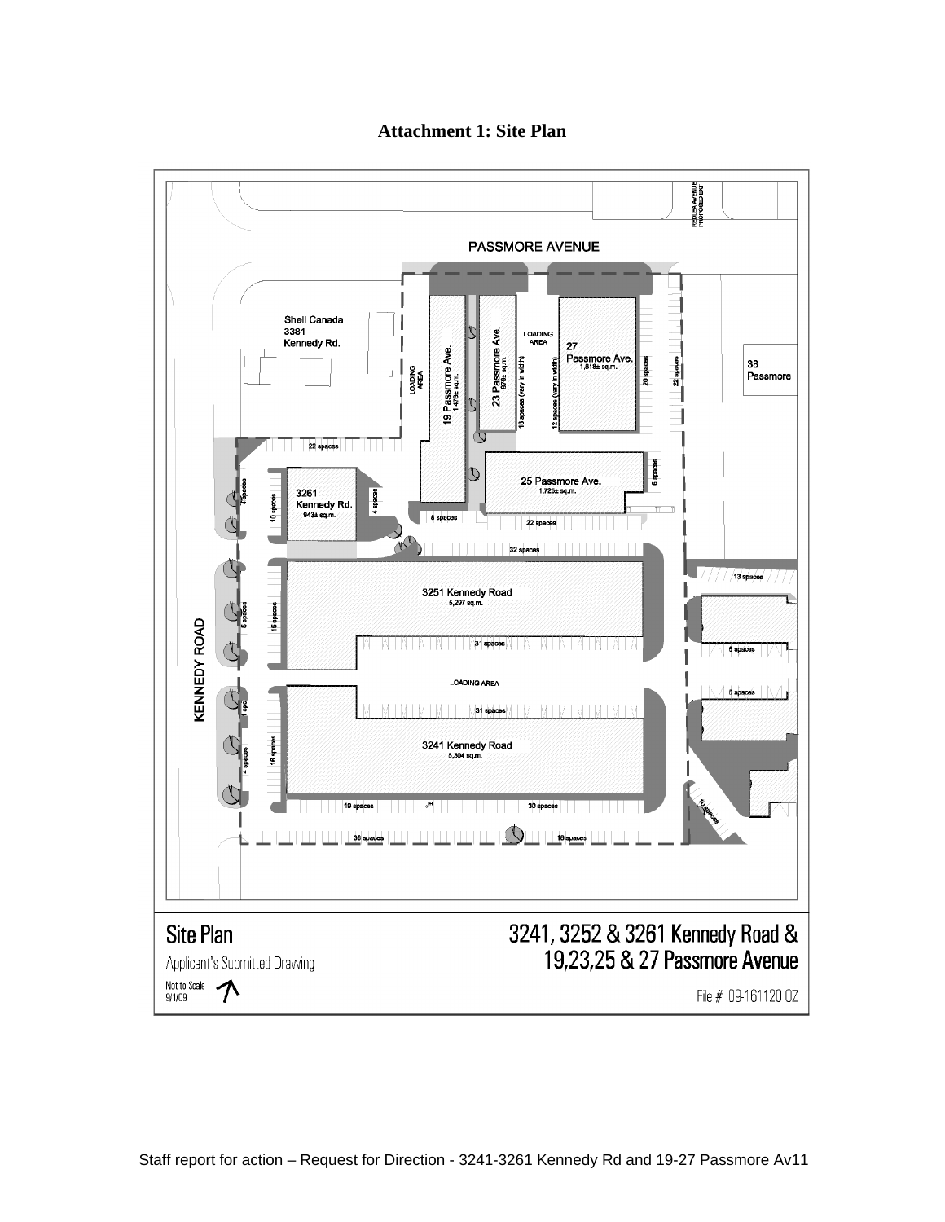# Attachment 1: Site Plan

PASSMORE AVENUE

Shell Canada
3381
Kennedy Rd.

LOADING AREA

19 Passmore Ave.
1,478± sq.m.

23 Passmore Ave.
878± sq.m.

LOADING AREA

27
Passmore Ave.
1,818± sq.m.

33
Passmore

18 spaces (vary in width)

12 spaces (vary in width)

20 spaces

22 spaces

22 spaces

25 Passmore Ave.
1,726± sq.m.

6 spaces

3261
Kennedy Rd.
943± sq.m.

10 spaces

4 spaces

8 spaces

22 spaces

32 spaces

13 spaces

3251 Kennedy Road
5,297 sq.m.

KENNEDY ROAD

6 spaces

15 spaces

31 spaces

6 spaces

LOADING AREA

6 spaces

31 spaces

3241 Kennedy Road
5,304 sq.m.

16 spaces

4 spaces

19 spaces

30 spaces

10 spaces

36 spaces

18 spaces

## Site Plan

Applicant's Submitted Drawing

Not to Scale
9/1/09

## 3241, 3252 & 3261 Kennedy Road & 19,23,25 & 27 Passmore Avenue

File # 09-161120 OZ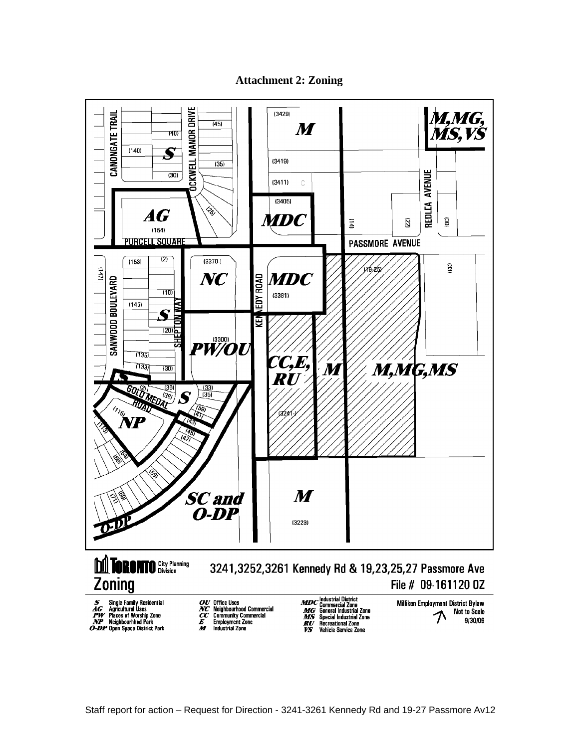# Attachment 2: Zoning

TORONTO City Planning Division

3241,3252,3261 Kennedy Rd & 19,23,25,27 Passmore Ave

Zoning

File # 09-161120 OZ

- **S** Single Family Residential
- **AG** Agricultural Uses
- **PW** Places of Worship Zone
- **NP** Neighbourhhod Park
- **O-DP** Open Space District Park
- **OU** Office Uses
- **NC** Neighbourhood Commercial
- **CC** Community Commercial
- **E** Employment Zone
- **M** Industrial Zone
- **MDC** Industrial District Commercial Zone
- **MG** General Industrial Zone
- **MS** Special Industrial Zone
- **RU** Recreational Zone
- **VS** Vehicle Service Zone

Milliken Employment District Bylaw

Not to Scale

9/30/09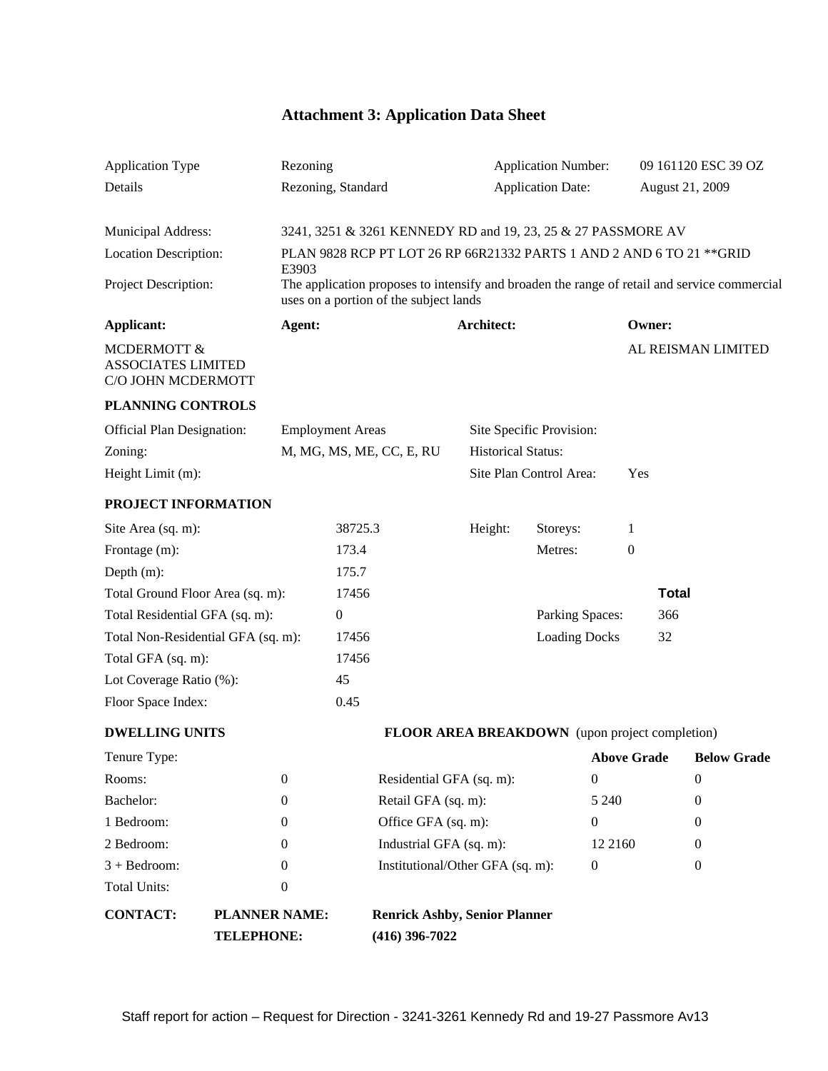# Attachment 3: Application Data Sheet

| | | | |
|---|---|---|---|
| Application Type | Rezoning | Application Number: | 09 161120 ESC 39 OZ |
| Details | Rezoning, Standard | Application Date: | August 21, 2009 |

| | |
|---|---|
| Municipal Address: | 3241, 3251 & 3261 KENNEDY RD and 19, 23, 25 & 27 PASSMORE AV |
| Location Description: | PLAN 9828 RCP PT LOT 26 RP 66R21332 PARTS 1 AND 2 AND 6 TO 21 **GRID E3903 |
| Project Description: | The application proposes to intensify and broaden the range of retail and service commercial uses on a portion of the subject lands |

| **Applicant:** | **Agent:** | **Architect:** | **Owner:** |
|---|---|---|---|
| MCDERMOTT & ASSOCIATES LIMITED C/O JOHN MCDERMOTT | | | AL REISMAN LIMITED |

**PLANNING CONTROLS**

| | | | |
|---|---|---|---|
| Official Plan Designation: | Employment Areas | Site Specific Provision: | |
| Zoning: | M, MG, MS, ME, CC, E, RU | Historical Status: | |
| Height Limit (m): | | Site Plan Control Area: | Yes |

**PROJECT INFORMATION**

| | | | | |
|---|---|---|---|---|
| Site Area (sq. m): | 38725.3 | Height: | Storeys: | 1 |
| Frontage (m): | 173.4 | | Metres: | 0 |
| Depth (m): | 175.7 | | | |
| Total Ground Floor Area (sq. m): | 17456 | | | **Total** |
| Total Residential GFA (sq. m): | 0 | | Parking Spaces: | 366 |
| Total Non-Residential GFA (sq. m): | 17456 | | Loading Docks | 32 |
| Total GFA (sq. m): | 17456 | | | |
| Lot Coverage Ratio (%): | 45 | | | |
| Floor Space Index: | 0.45 | | | |

| **DWELLING UNITS** | | **FLOOR AREA BREAKDOWN** (upon project completion) | | |
|---|---|---|---|---|
| Tenure Type: | | | **Above Grade** | **Below Grade** |
| Rooms: | 0 | Residential GFA (sq. m): | 0 | 0 |
| Bachelor: | 0 | Retail GFA (sq. m): | 5 240 | 0 |
| 1 Bedroom: | 0 | Office GFA (sq. m): | 0 | 0 |
| 2 Bedroom: | 0 | Industrial GFA (sq. m): | 12 2160 | 0 |
| 3 + Bedroom: | 0 | Institutional/Other GFA (sq. m): | 0 | 0 |
| Total Units: | 0 | | | |

| | | |
|---|---|---|
| **CONTACT:** | **PLANNER NAME:** | **Renrick Ashby, Senior Planner** |
| | **TELEPHONE:** | **(416) 396-7022** |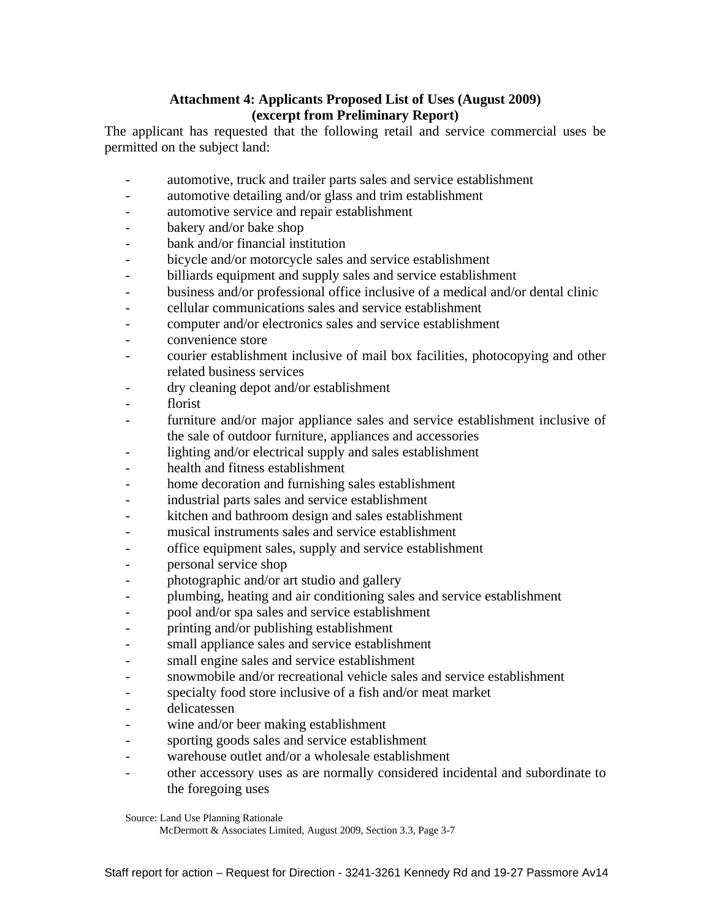**Attachment 4: Applicants Proposed List of Uses (August 2009)**
**(excerpt from Preliminary Report)**

The applicant has requested that the following retail and service commercial uses be permitted on the subject land:

- automotive, truck and trailer parts sales and service establishment
- automotive detailing and/or glass and trim establishment
- automotive service and repair establishment
- bakery and/or bake shop
- bank and/or financial institution
- bicycle and/or motorcycle sales and service establishment
- billiards equipment and supply sales and service establishment
- business and/or professional office inclusive of a medical and/or dental clinic
- cellular communications sales and service establishment
- computer and/or electronics sales and service establishment
- convenience store
- courier establishment inclusive of mail box facilities, photocopying and other related business services
- dry cleaning depot and/or establishment
- florist
- furniture and/or major appliance sales and service establishment inclusive of the sale of outdoor furniture, appliances and accessories
- lighting and/or electrical supply and sales establishment
- health and fitness establishment
- home decoration and furnishing sales establishment
- industrial parts sales and service establishment
- kitchen and bathroom design and sales establishment
- musical instruments sales and service establishment
- office equipment sales, supply and service establishment
- personal service shop
- photographic and/or art studio and gallery
- plumbing, heating and air conditioning sales and service establishment
- pool and/or spa sales and service establishment
- printing and/or publishing establishment
- small appliance sales and service establishment
- small engine sales and service establishment
- snowmobile and/or recreational vehicle sales and service establishment
- specialty food store inclusive of a fish and/or meat market
- delicatessen
- wine and/or beer making establishment
- sporting goods sales and service establishment
- warehouse outlet and/or a wholesale establishment
- other accessory uses as are normally considered incidental and subordinate to the foregoing uses

Source: Land Use Planning Rationale
McDermott & Associates Limited, August 2009, Section 3.3, Page 3-7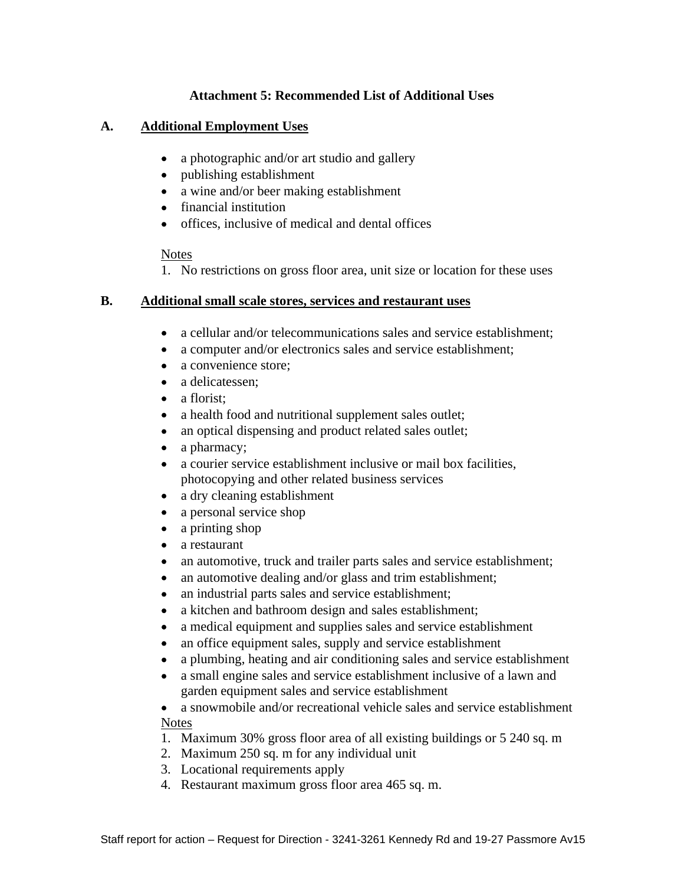**Attachment 5: Recommended List of Additional Uses**

**A. Additional Employment Uses**

- a photographic and/or art studio and gallery
- publishing establishment
- a wine and/or beer making establishment
- financial institution
- offices, inclusive of medical and dental offices

Notes

1. No restrictions on gross floor area, unit size or location for these uses

**B. Additional small scale stores, services and restaurant uses**

- a cellular and/or telecommunications sales and service establishment;
- a computer and/or electronics sales and service establishment;
- a convenience store;
- a delicatessen;
- a florist;
- a health food and nutritional supplement sales outlet;
- an optical dispensing and product related sales outlet;
- a pharmacy;
- a courier service establishment inclusive or mail box facilities, photocopying and other related business services
- a dry cleaning establishment
- a personal service shop
- a printing shop
- a restaurant
- an automotive, truck and trailer parts sales and service establishment;
- an automotive dealing and/or glass and trim establishment;
- an industrial parts sales and service establishment;
- a kitchen and bathroom design and sales establishment;
- a medical equipment and supplies sales and service establishment
- an office equipment sales, supply and service establishment
- a plumbing, heating and air conditioning sales and service establishment
- a small engine sales and service establishment inclusive of a lawn and garden equipment sales and service establishment
- a snowmobile and/or recreational vehicle sales and service establishment

Notes

1. Maximum 30% gross floor area of all existing buildings or 5 240 sq. m
2. Maximum 250 sq. m for any individual unit
3. Locational requirements apply
4. Restaurant maximum gross floor area 465 sq. m.